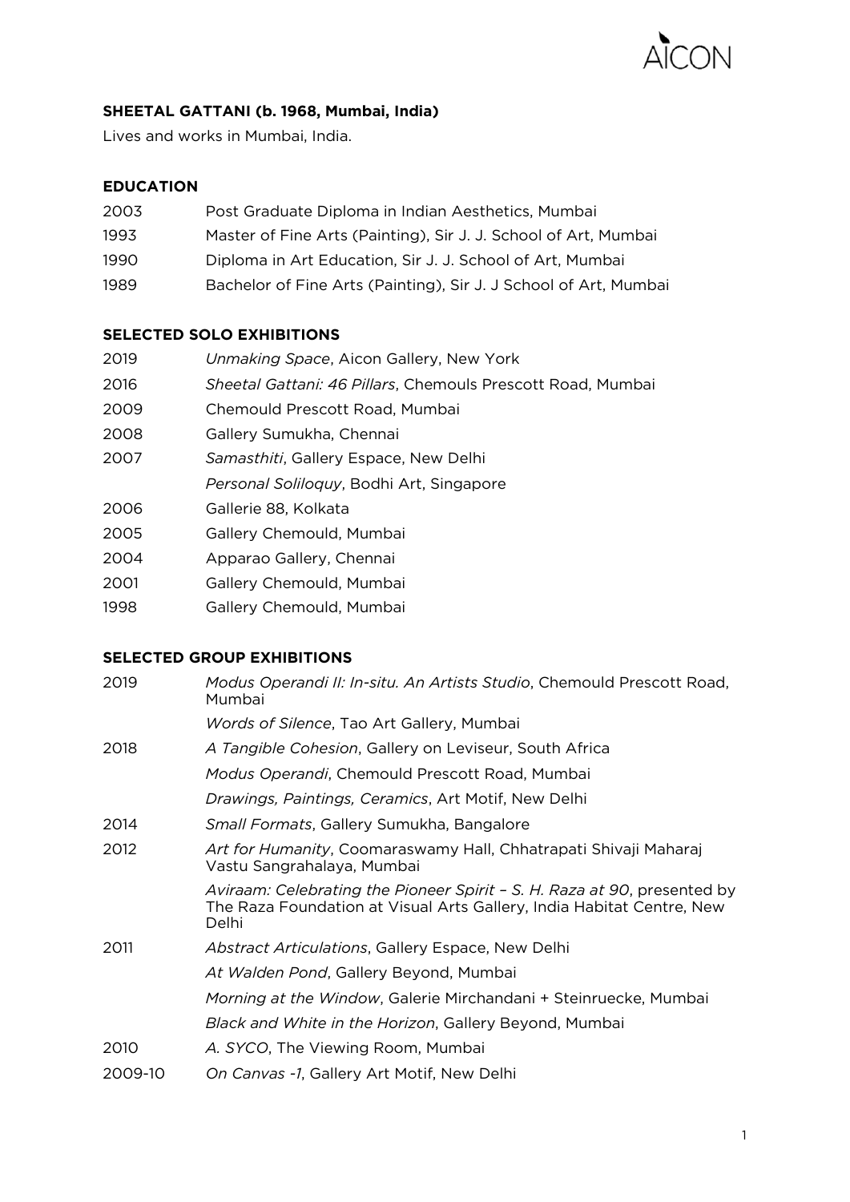**SHEETAL GATTANI (b. 1968, Mumbai, India)**

Lives and works in Mumbai, India.

**EDUCATION**

| | |
|---|---|
| 2003 | Post Graduate Diploma in Indian Aesthetics, Mumbai |
| 1993 | Master of Fine Arts (Painting), Sir J. J. School of Art, Mumbai |
| 1990 | Diploma in Art Education, Sir J. J. School of Art, Mumbai |
| 1989 | Bachelor of Fine Arts (Painting), Sir J. J School of Art, Mumbai |

**SELECTED SOLO EXHIBITIONS**

| | |
|---|---|
| 2019 | *Unmaking Space*, Aicon Gallery, New York |
| 2016 | *Sheetal Gattani: 46 Pillars*, Chemouls Prescott Road, Mumbai |
| 2009 | Chemould Prescott Road, Mumbai |
| 2008 | Gallery Sumukha, Chennai |
| 2007 | *Samasthiti*, Gallery Espace, New Delhi |
| | *Personal Soliloquy*, Bodhi Art, Singapore |
| 2006 | Gallerie 88, Kolkata |
| 2005 | Gallery Chemould, Mumbai |
| 2004 | Apparao Gallery, Chennai |
| 2001 | Gallery Chemould, Mumbai |
| 1998 | Gallery Chemould, Mumbai |

**SELECTED GROUP EXHIBITIONS**

| | |
|---|---|
| 2019 | *Modus Operandi II: In-situ. An Artists Studio*, Chemould Prescott Road, Mumbai |
| | *Words of Silence*, Tao Art Gallery, Mumbai |
| 2018 | *A Tangible Cohesion*, Gallery on Leviseur, South Africa |
| | *Modus Operandi*, Chemould Prescott Road, Mumbai |
| | *Drawings, Paintings, Ceramics*, Art Motif, New Delhi |
| 2014 | *Small Formats*, Gallery Sumukha, Bangalore |
| 2012 | *Art for Humanity*, Coomaraswamy Hall, Chhatrapati Shivaji Maharaj Vastu Sangrahalaya, Mumbai |
| | *Aviraam: Celebrating the Pioneer Spirit – S. H. Raza at 90*, presented by The Raza Foundation at Visual Arts Gallery, India Habitat Centre, New Delhi |
| 2011 | *Abstract Articulations*, Gallery Espace, New Delhi |
| | *At Walden Pond*, Gallery Beyond, Mumbai |
| | *Morning at the Window*, Galerie Mirchandani + Steinruecke, Mumbai |
| | *Black and White in the Horizon*, Gallery Beyond, Mumbai |
| 2010 | *A. SYCO*, The Viewing Room, Mumbai |
| 2009-10 | *On Canvas -1*, Gallery Art Motif, New Delhi |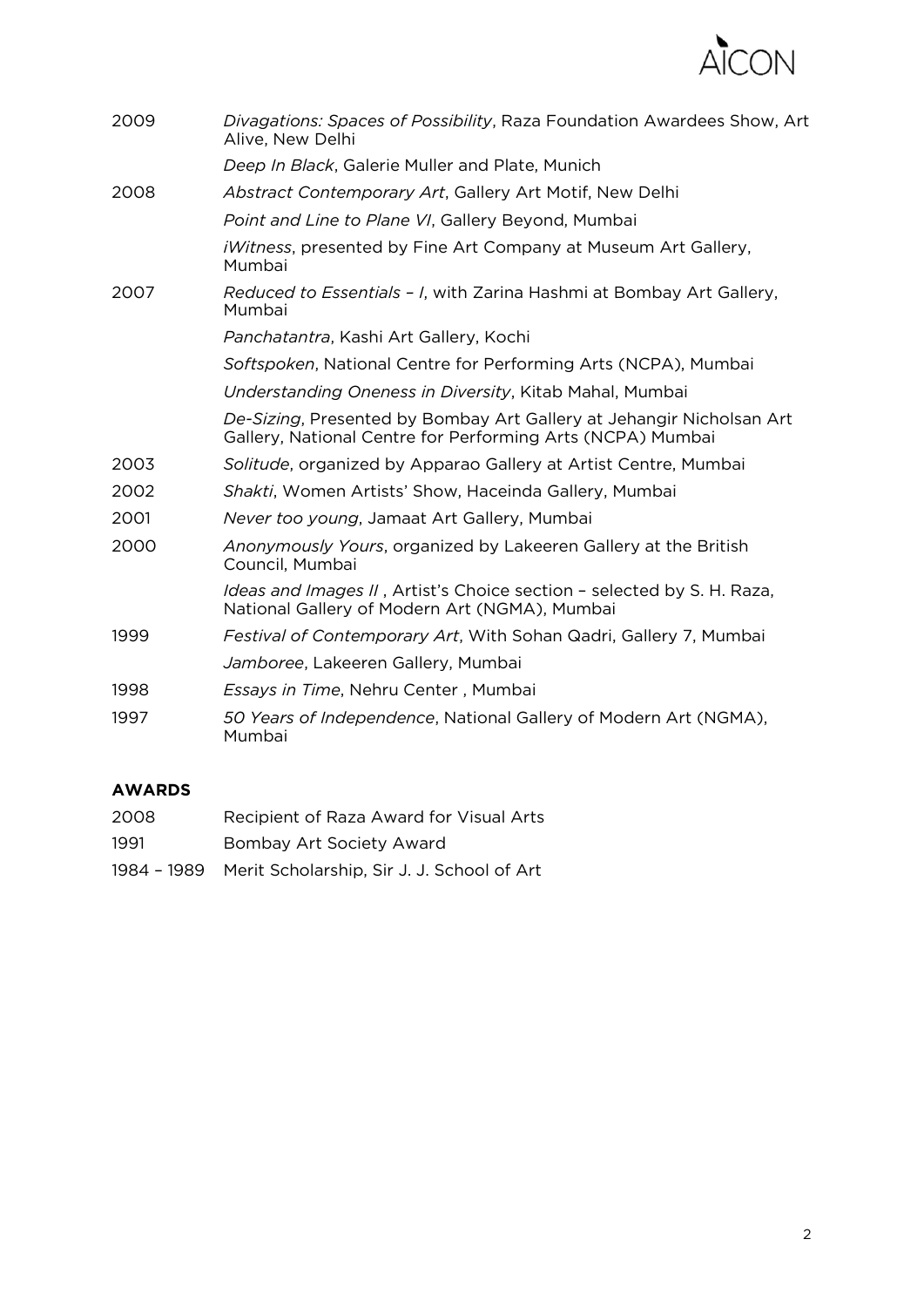| | |
|---|---|
| 2009 | *Divagations: Spaces of Possibility*, Raza Foundation Awardees Show, Art Alive, New Delhi |
| | *Deep In Black*, Galerie Muller and Plate, Munich |
| 2008 | *Abstract Contemporary Art*, Gallery Art Motif, New Delhi |
| | *Point and Line to Plane VI*, Gallery Beyond, Mumbai |
| | *iWitness*, presented by Fine Art Company at Museum Art Gallery, Mumbai |
| 2007 | *Reduced to Essentials – I*, with Zarina Hashmi at Bombay Art Gallery, Mumbai |
| | *Panchatantra*, Kashi Art Gallery, Kochi |
| | *Softspoken*, National Centre for Performing Arts (NCPA), Mumbai |
| | *Understanding Oneness in Diversity*, Kitab Mahal, Mumbai |
| | *De-Sizing*, Presented by Bombay Art Gallery at Jehangir Nicholsan Art Gallery, National Centre for Performing Arts (NCPA) Mumbai |
| 2003 | *Solitude*, organized by Apparao Gallery at Artist Centre, Mumbai |
| 2002 | *Shakti*, Women Artists' Show, Haceinda Gallery, Mumbai |
| 2001 | *Never too young*, Jamaat Art Gallery, Mumbai |
| 2000 | *Anonymously Yours*, organized by Lakeeren Gallery at the British Council, Mumbai |
| | *Ideas and Images II* , Artist's Choice section – selected by S. H. Raza, National Gallery of Modern Art (NGMA), Mumbai |
| 1999 | *Festival of Contemporary Art*, With Sohan Qadri, Gallery 7, Mumbai |
| | *Jamboree*, Lakeeren Gallery, Mumbai |
| 1998 | *Essays in Time*, Nehru Center , Mumbai |
| 1997 | *50 Years of Independence*, National Gallery of Modern Art (NGMA), Mumbai |

**AWARDS**

| | |
|---|---|
| 2008 | Recipient of Raza Award for Visual Arts |
| 1991 | Bombay Art Society Award |
| 1984 – 1989 | Merit Scholarship, Sir J. J. School of Art |